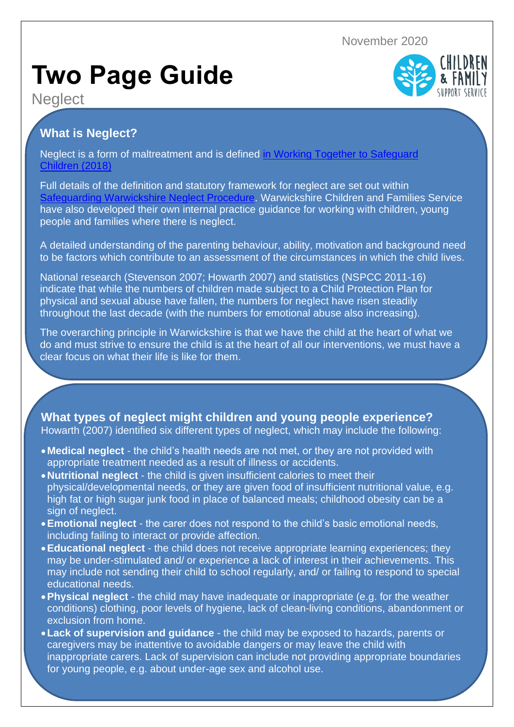November 2020

# Two Page Guide

Neglect

## What is Neglect?

Neglect is a form of maltreatment and is defined [in Working Together to Safeguard Children (2018)]

Full details of the definition and statutory framework for neglect are set out within [Safeguarding Warwickshire Neglect Procedure]. Warwickshire Children and Families Service have also developed their own internal practice guidance for working with children, young people and families where there is neglect.

A detailed understanding of the parenting behaviour, ability, motivation and background need to be factors which contribute to an assessment of the circumstances in which the child lives.

National research (Stevenson 2007; Howarth 2007) and statistics (NSPCC 2011-16) indicate that while the numbers of children made subject to a Child Protection Plan for physical and sexual abuse have fallen, the numbers for neglect have risen steadily throughout the last decade (with the numbers for emotional abuse also increasing).

The overarching principle in Warwickshire is that we have the child at the heart of what we do and must strive to ensure the child is at the heart of all our interventions, we must have a clear focus on what their life is like for them.

## What types of neglect might children and young people experience?

Howarth (2007) identified six different types of neglect, which may include the following:

- **Medical neglect** - the child's health needs are not met, or they are not provided with appropriate treatment needed as a result of illness or accidents.
- **Nutritional neglect** - the child is given insufficient calories to meet their physical/developmental needs, or they are given food of insufficient nutritional value, e.g. high fat or high sugar junk food in place of balanced meals; childhood obesity can be a sign of neglect.
- **Emotional neglect** - the carer does not respond to the child's basic emotional needs, including failing to interact or provide affection.
- **Educational neglect** - the child does not receive appropriate learning experiences; they may be under-stimulated and/ or experience a lack of interest in their achievements. This may include not sending their child to school regularly, and/ or failing to respond to special educational needs.
- **Physical neglect** - the child may have inadequate or inappropriate (e.g. for the weather conditions) clothing, poor levels of hygiene, lack of clean-living conditions, abandonment or exclusion from home.
- **Lack of supervision and guidance** - the child may be exposed to hazards, parents or caregivers may be inattentive to avoidable dangers or may leave the child with inappropriate carers. Lack of supervision can include not providing appropriate boundaries for young people, e.g. about under-age sex and alcohol use.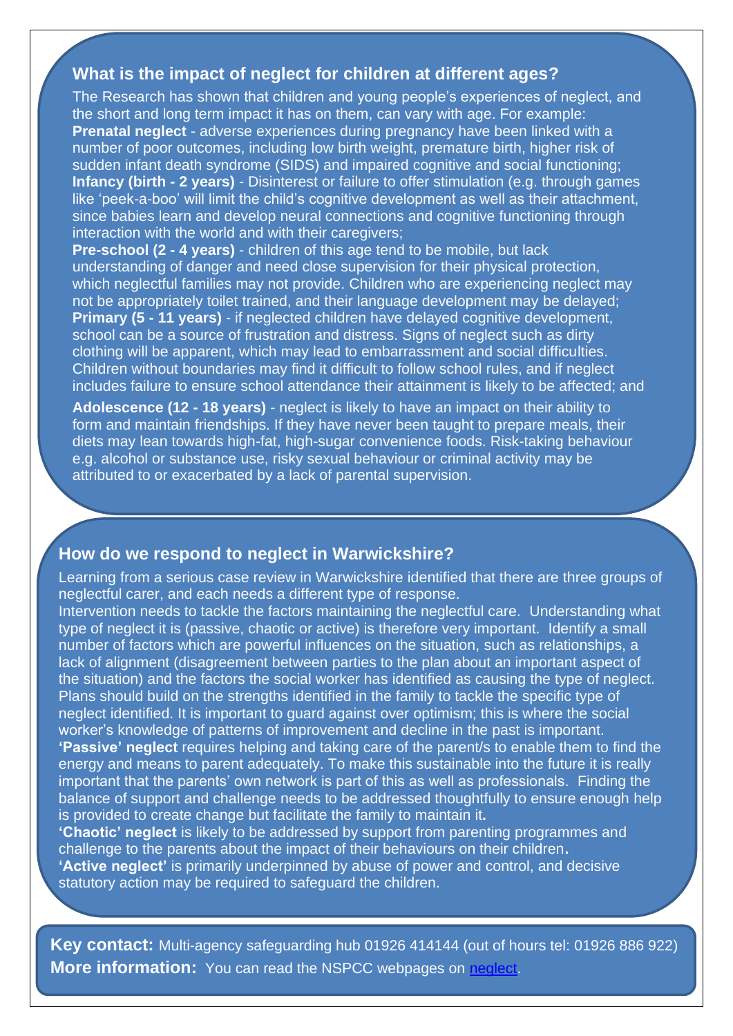## What is the impact of neglect for children at different ages?

The Research has shown that children and young people's experiences of neglect, and the short and long term impact it has on them, can vary with age. For example:

**Prenatal neglect** - adverse experiences during pregnancy have been linked with a number of poor outcomes, including low birth weight, premature birth, higher risk of sudden infant death syndrome (SIDS) and impaired cognitive and social functioning;

**Infancy (birth - 2 years)** - Disinterest or failure to offer stimulation (e.g. through games like 'peek-a-boo' will limit the child's cognitive development as well as their attachment, since babies learn and develop neural connections and cognitive functioning through interaction with the world and with their caregivers;

**Pre-school (2 - 4 years)** - children of this age tend to be mobile, but lack understanding of danger and need close supervision for their physical protection, which neglectful families may not provide. Children who are experiencing neglect may not be appropriately toilet trained, and their language development may be delayed;

**Primary (5 - 11 years)** - if neglected children have delayed cognitive development, school can be a source of frustration and distress. Signs of neglect such as dirty clothing will be apparent, which may lead to embarrassment and social difficulties. Children without boundaries may find it difficult to follow school rules, and if neglect includes failure to ensure school attendance their attainment is likely to be affected; and

**Adolescence (12 - 18 years)** - neglect is likely to have an impact on their ability to form and maintain friendships. If they have never been taught to prepare meals, their diets may lean towards high-fat, high-sugar convenience foods. Risk-taking behaviour e.g. alcohol or substance use, risky sexual behaviour or criminal activity may be attributed to or exacerbated by a lack of parental supervision.

## How do we respond to neglect in Warwickshire?

Learning from a serious case review in Warwickshire identified that there are three groups of neglectful carer, and each needs a different type of response.

Intervention needs to tackle the factors maintaining the neglectful care. Understanding what type of neglect it is (passive, chaotic or active) is therefore very important. Identify a small number of factors which are powerful influences on the situation, such as relationships, a lack of alignment (disagreement between parties to the plan about an important aspect of the situation) and the factors the social worker has identified as causing the type of neglect. Plans should build on the strengths identified in the family to tackle the specific type of neglect identified. It is important to guard against over optimism; this is where the social worker's knowledge of patterns of improvement and decline in the past is important.

**'Passive' neglect** requires helping and taking care of the parent/s to enable them to find the energy and means to parent adequately. To make this sustainable into the future it is really important that the parents' own network is part of this as well as professionals. Finding the balance of support and challenge needs to be addressed thoughtfully to ensure enough help is provided to create change but facilitate the family to maintain it**.**

**'Chaotic' neglect** is likely to be addressed by support from parenting programmes and challenge to the parents about the impact of their behaviours on their children**.**

**'Active neglect'** is primarily underpinned by abuse of power and control, and decisive statutory action may be required to safeguard the children.

**Key contact:** Multi-agency safeguarding hub 01926 414144 (out of hours tel: 01926 886 922)

**More information:** You can read the NSPCC webpages on neglect.